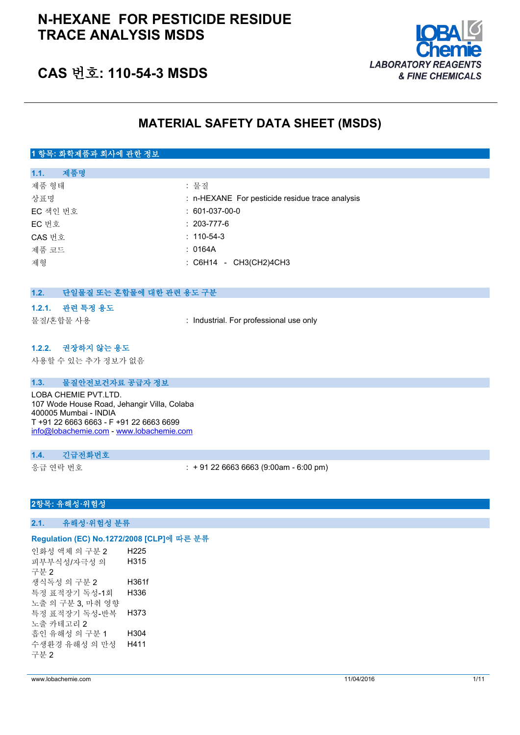# N-HEXANE FOR PESTICIDE RESIDUE TRACE ANALYSIS MSDS

## CAS 번호: 110-54-3 MSDS

LOBA Chemie
LABORATORY REAGENTS & FINE CHEMICALS

# MATERIAL SAFETY DATA SHEET (MSDS)

## 1 항목: 화학제품과 회사에 관한 정보

### 1.1. 제품명

| | |
|---|---|
| 제품 형태 | : 물질 |
| 상표명 | : n-HEXANE For pesticide residue trace analysis |
| EC 색인 번호 | : 601-037-00-0 |
| EC 번호 | : 203-777-6 |
| CAS 번호 | : 110-54-3 |
| 제품 코드 | : 0164A |
| 제형 | : $C_6H_{14}$ - $CH_3(CH_2)_4CH_3$ |

### 1.2. 단일물질 또는 혼합물에 대한 관련 용도 구분

#### 1.2.1. 관련 특정 용도

물질/혼합물 사용 : Industrial. For professional use only

#### 1.2.2. 권장하지 않는 용도

사용할 수 있는 추가 정보가 없음

### 1.3. 물질안전보건자료 공급자 정보

LOBA CHEMIE PVT.LTD.
107 Wode House Road, Jehangir Villa, Colaba
400005 Mumbai - INDIA
T +91 22 6663 6663 - F +91 22 6663 6699
info@lobachemie.com - www.lobachemie.com

### 1.4. 긴급전화번호

응급 연락 번호 : + 91 22 6663 6663 (9:00am - 6:00 pm)

## 2항목: 유해성·위험성

### 2.1. 유해성·위험성 분류

**Regulation (EC) No.1272/2008 [CLP]에 따른 분류**

| | |
|---|---|
| 인화성 액체 의 구분 2 | H225 |
| 피부부식성/자극성 의 구분 2 | H315 |
| 생식독성 의 구분 2 | H361f |
| 특정 표적장기 독성-1회 노출 의 구분 3, 마취 영향 | H336 |
| 특정 표적장기 독성-반복 노출 카테고리 2 | H373 |
| 흡인 유해성 의 구분 1 | H304 |
| 수생환경 유해성 의 만성 구분 2 | H411 |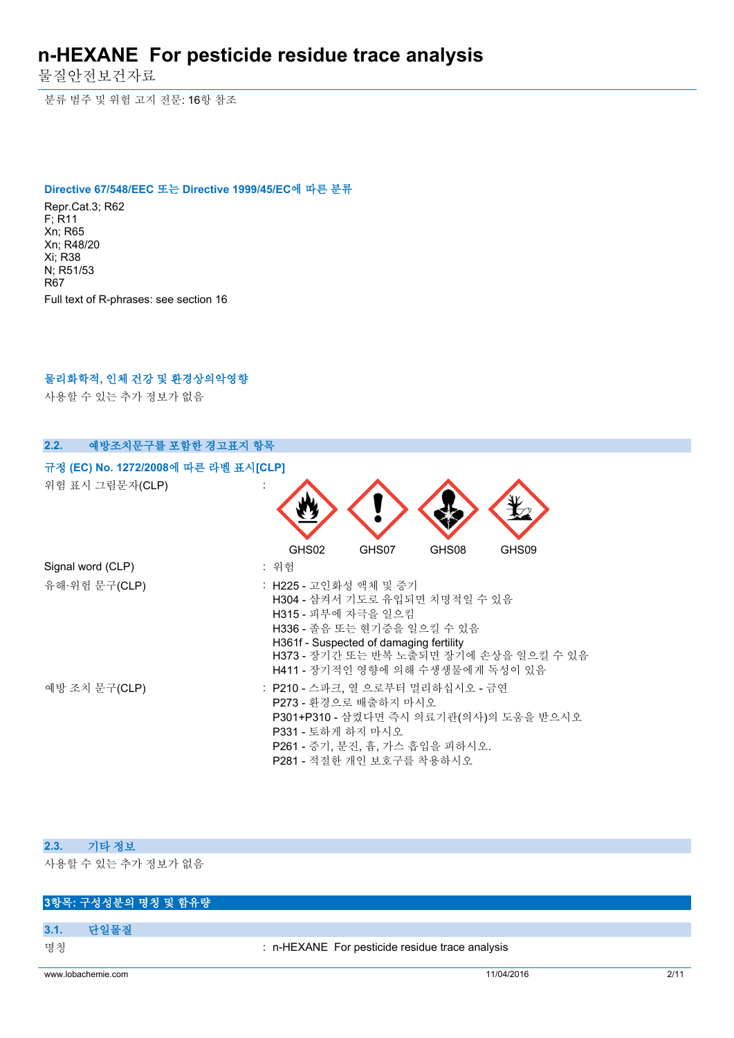분류 범주 및 위험 고지 전문: 16항 참조

### Directive 67/548/EEC 또는 Directive 1999/45/EC에 따른 분류

Repr.Cat.3; R62
F; R11
Xn; R65
Xn; R48/20
Xi; R38
N; R51/53
R67

Full text of R-phrases: see section 16

### 물리화학적, 인체 건강 및 환경상의악영향

사용할 수 있는 추가 정보가 없음

## 2.2. 예방조치문구를 포함한 경고표지 항목

### 규정 (EC) No. 1272/2008에 따른 라벨 표시[CLP]

위험 표시 그림문자(CLP) : GHS02 GHS07 GHS08 GHS09

Signal word (CLP) : 위험

유해·위험 문구(CLP) :
- H225 - 고인화성 액체 및 증기
- H304 - 삼켜서 기도로 유입되면 치명적일 수 있음
- H315 - 피부에 자극을 일으킴
- H336 - 졸음 또는 현기증을 일으킬 수 있음
- H361f - Suspected of damaging fertility
- H373 - 장기간 또는 반복 노출되면 장기에 손상을 일으킬 수 있음
- H411 - 장기적인 영향에 의해 수생생물에게 독성이 있음

예방 조치 문구(CLP) :
- P210 - 스파크, 열 으로부터 멀리하십시오 - 금연
- P273 - 환경으로 배출하지 마시오
- P301+P310 - 삼켰다면 즉시 의료기관(의사)의 도움을 받으시오
- P331 - 토하게 하지 마시오
- P261 - 증기, 분진, 흄, 가스 흡입을 피하시오.
- P281 - 적절한 개인 보호구를 착용하시오

## 2.3. 기타 정보

사용할 수 있는 추가 정보가 없음

# 3항목: 구성성분의 명칭 및 함유량

## 3.1. 단일물질

명칭 : n-HEXANE For pesticide residue trace analysis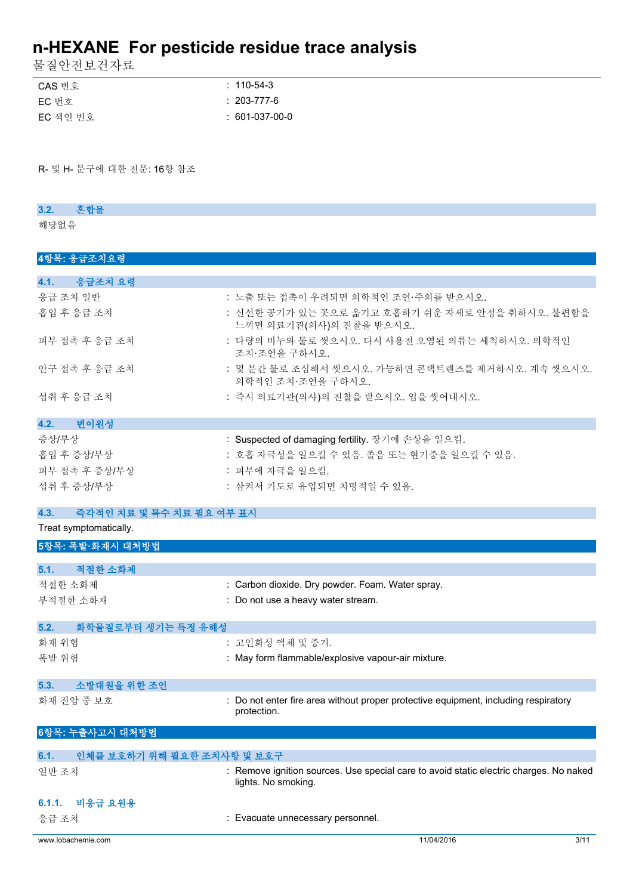| | |
|---|---|
| CAS 번호 | : 110-54-3 |
| EC 번호 | : 203-777-6 |
| EC 색인 번호 | : 601-037-00-0 |

R- 및 H- 문구에 대한 전문: 16항 참조

### 3.2. 혼합물

해당없음

## 4항목: 응급조치요령

### 4.1. 응급조치 요령

| | |
|---|---|
| 응급 조치 일반 | : 노출 또는 접촉이 우려되면 의학적인 조언·주의를 받으시오. |
| 흡입 후 응급 조치 | : 신선한 공기가 있는 곳으로 옮기고 호흡하기 쉬운 자세로 안정을 취하시오. 불편함을 느끼면 의료기관(의사)의 진찰을 받으시오. |
| 피부 접촉 후 응급 조치 | : 다량의 비누와 물로 씻으시오. 다시 사용전 오염된 의류는 세척하시오. 의학적인 조치·조언을 구하시오. |
| 안구 접촉 후 응급 조치 | : 몇 분간 물로 조심해서 씻으시오. 가능하면 콘택트렌즈를 제거하시오. 계속 씻으시오. 의학적인 조치·조언을 구하시오. |
| 섭취 후 응급 조치 | : 즉시 의료기관(의사)의 진찰을 받으시오. 입을 씻어내시오. |

### 4.2. 변이원성

| | |
|---|---|
| 증상/부상 | : Suspected of damaging fertility. 장기에 손상을 일으킴. |
| 흡입 후 증상/부상 | : 호흡 자극성을 일으킬 수 있음. 졸음 또는 현기증을 일으킬 수 있음. |
| 피부 접촉 후 증상/부상 | : 피부에 자극을 일으킴. |
| 섭취 후 증상/부상 | : 삼켜서 기도로 유입되면 치명적일 수 있음. |

### 4.3. 즉각적인 치료 및 특수 치료 필요 여부 표시

Treat symptomatically.

## 5항목: 폭발·화재시 대처방법

### 5.1. 적절한 소화제

| | |
|---|---|
| 적절한 소화제 | : Carbon dioxide. Dry powder. Foam. Water spray. |
| 부적절한 소화제 | : Do not use a heavy water stream. |

### 5.2. 화학물질로부터 생기는 특정 유해성

| | |
|---|---|
| 화재 위험 | : 고인화성 액체 및 증기. |
| 폭발 위험 | : May form flammable/explosive vapour-air mixture. |

### 5.3. 소방대원을 위한 조언

| | |
|---|---|
| 화재 진압 중 보호 | : Do not enter fire area without proper protective equipment, including respiratory protection. |

## 6항목: 누출사고시 대처방법

### 6.1. 인체를 보호하기 위해 필요한 조치사항 및 보호구

| | |
|---|---|
| 일반 조치 | : Remove ignition sources. Use special care to avoid static electric charges. No naked lights. No smoking. |

#### 6.1.1. 비응급 요원용

| | |
|---|---|
| 응급 조치 | : Evacuate unnecessary personnel. |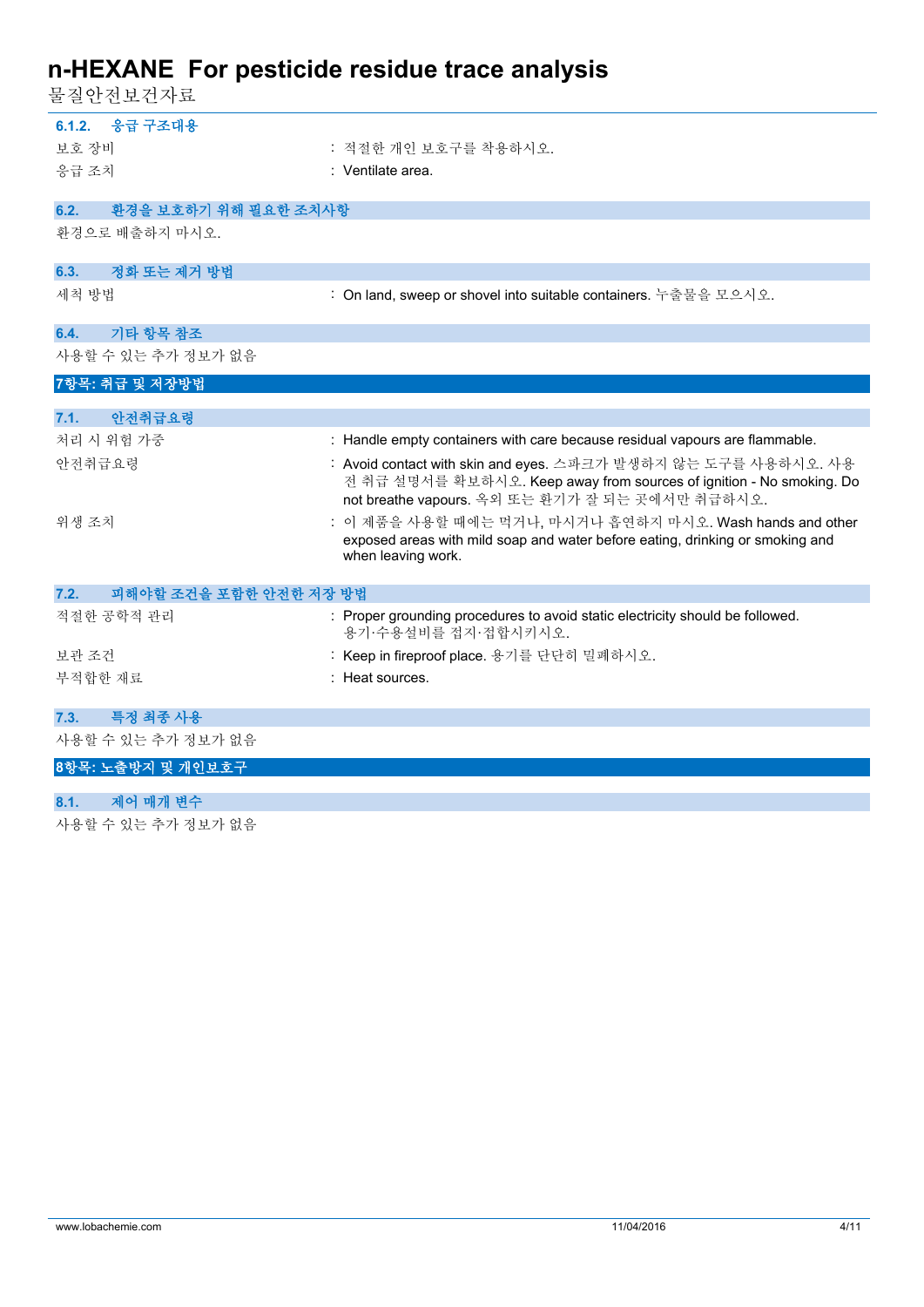#### 6.1.2. 응급 구조대용

| | |
|---|---|
| 보호 장비 | : 적절한 개인 보호구를 착용하시오. |
| 응급 조치 | : Ventilate area. |

### 6.2. 환경을 보호하기 위해 필요한 조치사항

환경으로 배출하지 마시오.

### 6.3. 정화 또는 제거 방법

| | |
|---|---|
| 세척 방법 | : On land, sweep or shovel into suitable containers. 누출물을 모으시오. |

### 6.4. 기타 항목 참조

사용할 수 있는 추가 정보가 없음

## 7항목: 취급 및 저장방법

### 7.1. 안전취급요령

| | |
|---|---|
| 처리 시 위험 가중 | : Handle empty containers with care because residual vapours are flammable. |
| 안전취급요령 | : Avoid contact with skin and eyes. 스파크가 발생하지 않는 도구를 사용하시오. 사용 전 취급 설명서를 확보하시오. Keep away from sources of ignition - No smoking. Do not breathe vapours. 옥외 또는 환기가 잘 되는 곳에서만 취급하시오. |
| 위생 조치 | : 이 제품을 사용할 때에는 먹거나, 마시거나 흡연하지 마시오. Wash hands and other exposed areas with mild soap and water before eating, drinking or smoking and when leaving work. |

### 7.2. 피해야할 조건을 포함한 안전한 저장 방법

| | |
|---|---|
| 적절한 공학적 관리 | : Proper grounding procedures to avoid static electricity should be followed. 용기·수용설비를 접지·접합시키시오. |
| 보관 조건 | : Keep in fireproof place. 용기를 단단히 밀폐하시오. |
| 부적합한 재료 | : Heat sources. |

### 7.3. 특정 최종 사용

사용할 수 있는 추가 정보가 없음

## 8항목: 노출방지 및 개인보호구

### 8.1. 제어 매개 변수

사용할 수 있는 추가 정보가 없음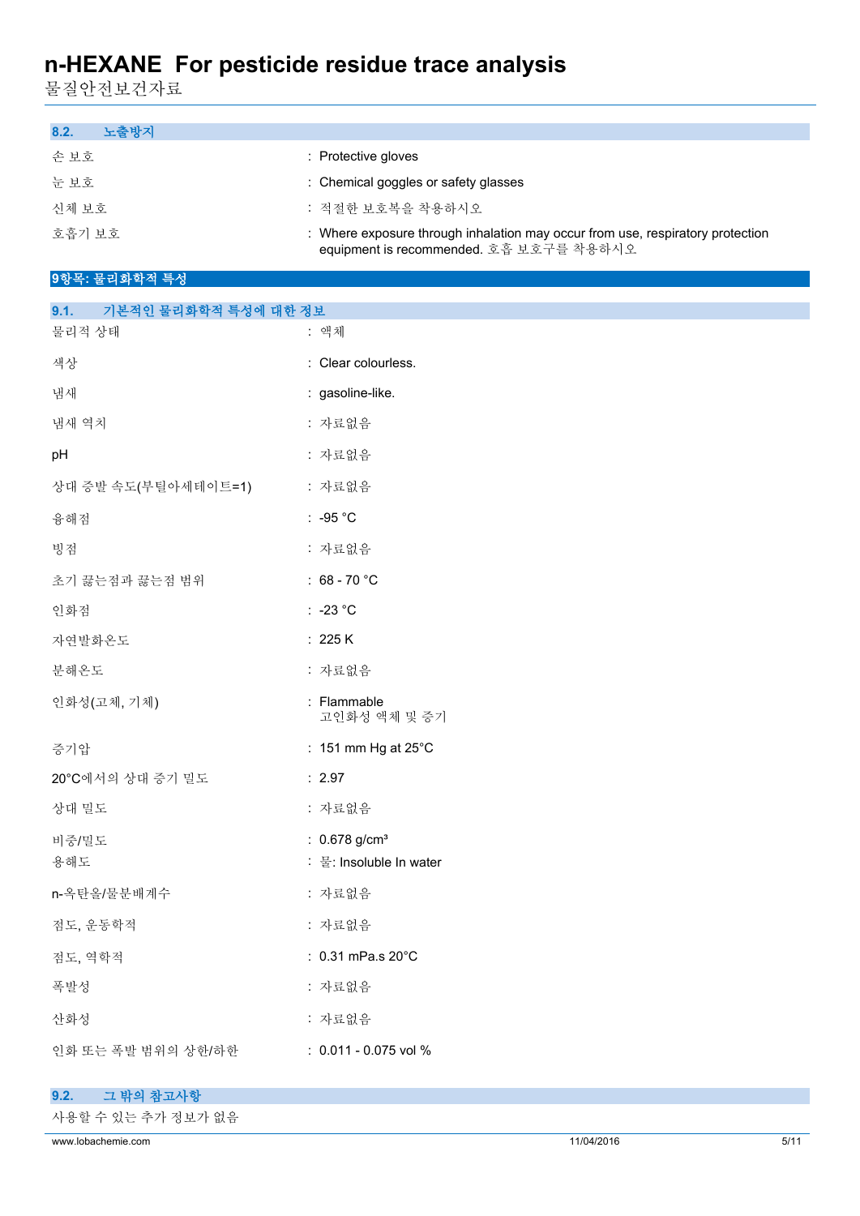### 8.2. 노출방지

| | |
|---|---|
| 손 보호 | : Protective gloves |
| 눈 보호 | : Chemical goggles or safety glasses |
| 신체 보호 | : 적절한 보호복을 착용하시오 |
| 호흡기 보호 | : Where exposure through inhalation may occur from use, respiratory protection equipment is recommended. 호흡 보호구를 착용하시오 |

## 9항목: 물리화학적 특성

### 9.1. 기본적인 물리화학적 특성에 대한 정보

| | |
|---|---|
| 물리적 상태 | : 액체 |
| 색상 | : Clear colourless. |
| 냄새 | : gasoline-like. |
| 냄새 역치 | : 자료없음 |
| pH | : 자료없음 |
| 상대 증발 속도(부틸아세테이트=1) | : 자료없음 |
| 융해점 | : -95 °C |
| 빙점 | : 자료없음 |
| 초기 끓는점과 끓는점 범위 | : 68 - 70 °C |
| 인화점 | : -23 °C |
| 자연발화온도 | : 225 K |
| 분해온도 | : 자료없음 |
| 인화성(고체, 기체) | : Flammable<br>고인화성 액체 및 증기 |
| 증기압 | : 151 mm Hg at 25°C |
| 20°C에서의 상대 증기 밀도 | : 2.97 |
| 상대 밀도 | : 자료없음 |
| 비중/밀도 | : 0.678 g/cm³ |
| 용해도 | : 물: Insoluble In water |
| n-옥탄올/물분배계수 | : 자료없음 |
| 점도, 운동학적 | : 자료없음 |
| 점도, 역학적 | : 0.31 mPa.s 20°C |
| 폭발성 | : 자료없음 |
| 산화성 | : 자료없음 |
| 인화 또는 폭발 범위의 상한/하한 | : 0.011 - 0.075 vol % |

### 9.2. 그 밖의 참고사항

사용할 수 있는 추가 정보가 없음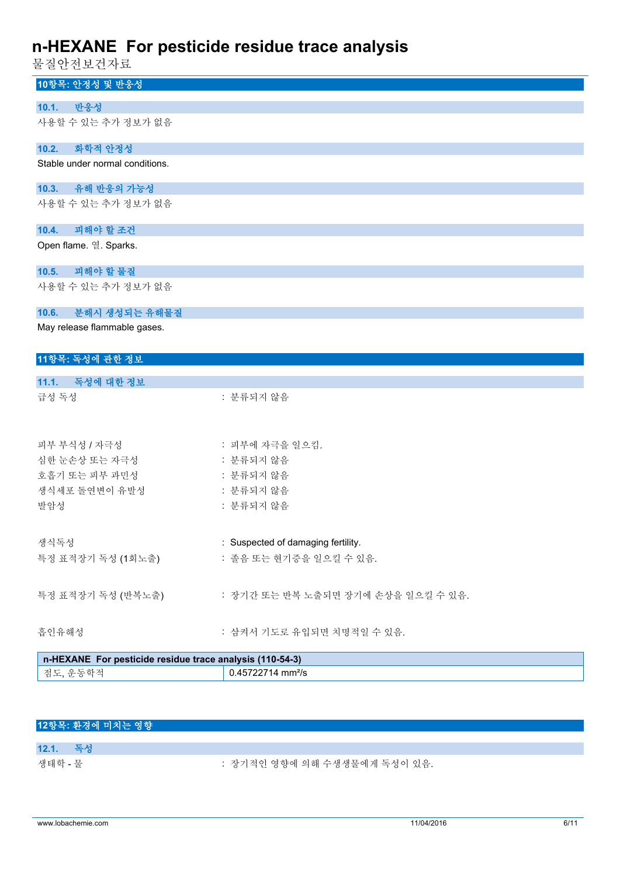## 10항목: 안정성 및 반응성

### 10.1. 반응성

사용할 수 있는 추가 정보가 없음

### 10.2. 화학적 안정성

Stable under normal conditions.

### 10.3. 유해 반응의 가능성

사용할 수 있는 추가 정보가 없음

### 10.4. 피해야 할 조건

Open flame. 열. Sparks.

### 10.5. 피해야 할 물질

사용할 수 있는 추가 정보가 없음

### 10.6. 분해시 생성되는 유해물질

May release flammable gases.

## 11항목: 독성에 관한 정보

### 11.1. 독성에 대한 정보

급성 독성 : 분류되지 않음

피부 부식성 / 자극성 : 피부에 자극을 일으킴.

심한 눈손상 또는 자극성 : 분류되지 않음

호흡기 또는 피부 과민성 : 분류되지 않음

생식세포 돌연변이 유발성 : 분류되지 않음

발암성 : 분류되지 않음

생식독성 : Suspected of damaging fertility.

특정 표적장기 독성 (1회노출) : 졸음 또는 현기증을 일으킬 수 있음.

특정 표적장기 독성 (반복노출) : 장기간 또는 반복 노출되면 장기에 손상을 일으킬 수 있음.

흡인유해성 : 삼켜서 기도로 유입되면 치명적일 수 있음.

| n-HEXANE For pesticide residue trace analysis (110-54-3) | |
|---|---|
| 점도, 운동학적 | 0.45722714 mm²/s |

## 12항목: 환경에 미치는 영향

### 12.1. 독성

생태학 - 물 : 장기적인 영향에 의해 수생생물에게 독성이 있음.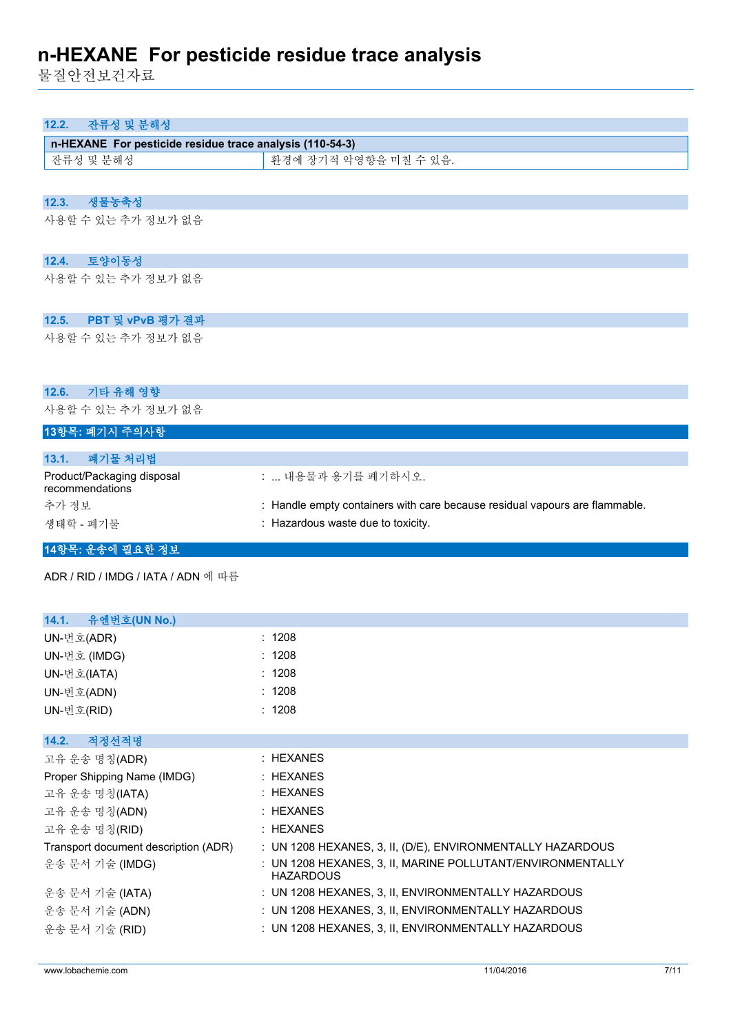### 12.2. 잔류성 및 분해성

| n-HEXANE For pesticide residue trace analysis (110-54-3) | |
|---|---|
| 잔류성 및 분해성 | 환경에 장기적 악영향을 미칠 수 있음. |

### 12.3. 생물농축성

사용할 수 있는 추가 정보가 없음

### 12.4. 토양이동성

사용할 수 있는 추가 정보가 없음

### 12.5. PBT 및 vPvB 평가 결과

사용할 수 있는 추가 정보가 없음

### 12.6. 기타 유해 영향

사용할 수 있는 추가 정보가 없음

## 13항목: 폐기시 주의사항

### 13.1. 폐기물 처리법

Product/Packaging disposal recommendations : ... 내용물과 용기를 폐기하시오.

추가 정보 : Handle empty containers with care because residual vapours are flammable.

생태학 - 폐기물 : Hazardous waste due to toxicity.

## 14항목: 운송에 필요한 정보

ADR / RID / IMDG / IATA / ADN 에 따름

### 14.1. 유엔번호(UN No.)

UN-번호(ADR) : 1208

UN-번호 (IMDG) : 1208

UN-번호(IATA) : 1208

UN-번호(ADN) : 1208

UN-번호(RID) : 1208

### 14.2. 적정선적명

고유 운송 명칭(ADR) : HEXANES

Proper Shipping Name (IMDG) : HEXANES

고유 운송 명칭(IATA) : HEXANES

고유 운송 명칭(ADN) : HEXANES

고유 운송 명칭(RID) : HEXANES

Transport document description (ADR) : UN 1208 HEXANES, 3, II, (D/E), ENVIRONMENTALLY HAZARDOUS

운송 문서 기술 (IMDG) : UN 1208 HEXANES, 3, II, MARINE POLLUTANT/ENVIRONMENTALLY HAZARDOUS

운송 문서 기술 (IATA) : UN 1208 HEXANES, 3, II, ENVIRONMENTALLY HAZARDOUS

운송 문서 기술 (ADN) : UN 1208 HEXANES, 3, II, ENVIRONMENTALLY HAZARDOUS

운송 문서 기술 (RID) : UN 1208 HEXANES, 3, II, ENVIRONMENTALLY HAZARDOUS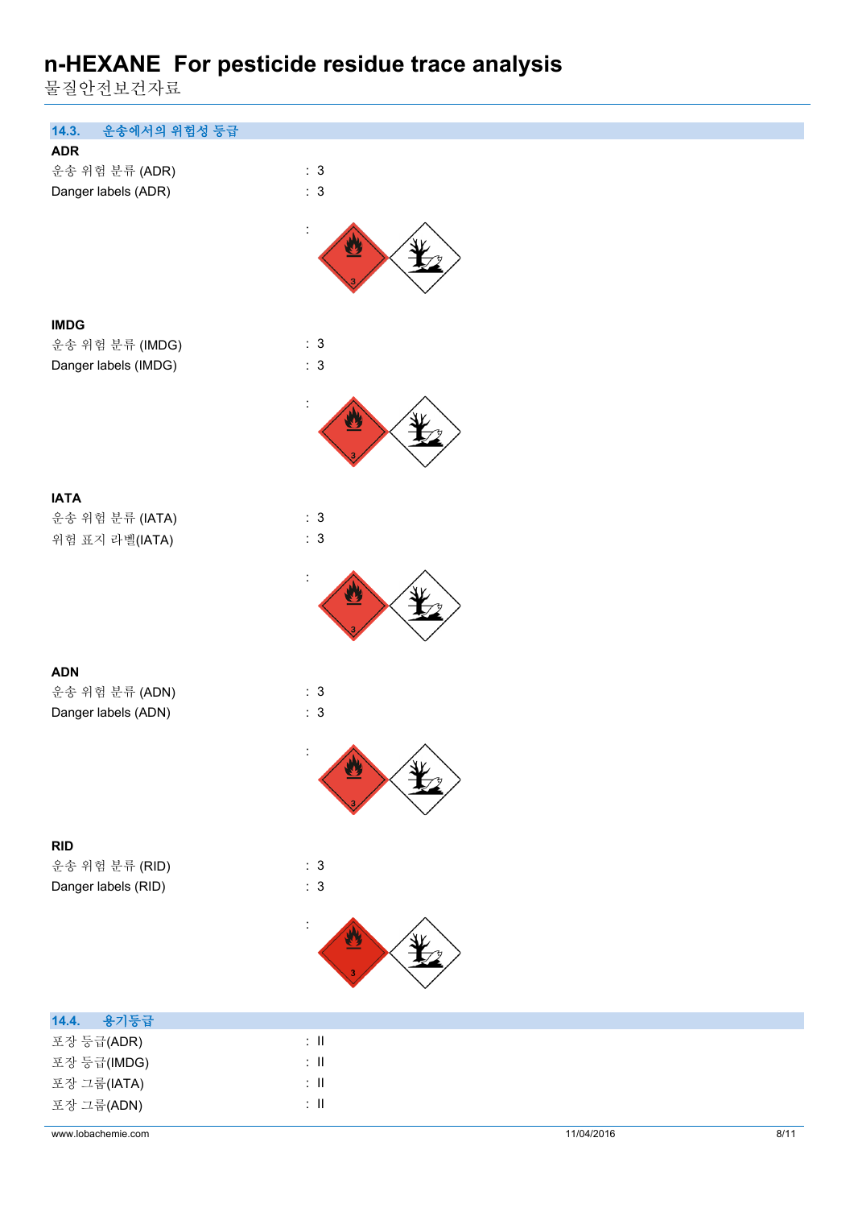### 14.3. 운송에서의 위험성 등급

**ADR**

운송 위험 분류 (ADR) : 3

Danger labels (ADR) : 3

:

**IMDG**

운송 위험 분류 (IMDG) : 3

Danger labels (IMDG) : 3

:

**IATA**

운송 위험 분류 (IATA) : 3

위험 표지 라벨(IATA) : 3

:

**ADN**

운송 위험 분류 (ADN) : 3

Danger labels (ADN) : 3

:

**RID**

운송 위험 분류 (RID) : 3

Danger labels (RID) : 3

:

### 14.4. 용기등급

포장 등급(ADR) : II

포장 등급(IMDG) : II

포장 그룹(IATA) : II

포장 그룹(ADN) : II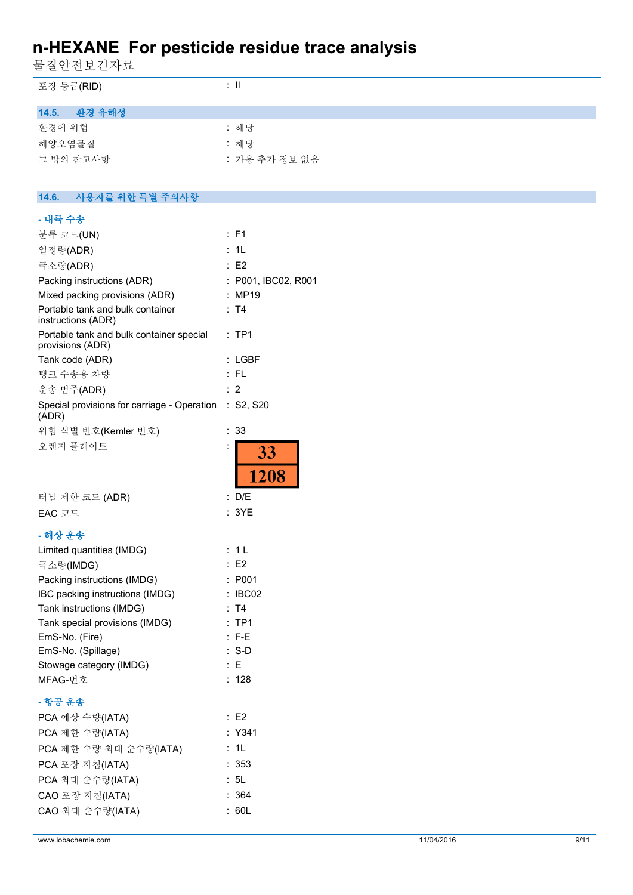| | |
|---|---|
| 포장 등급(RID) | : II |

## 14.5. 환경 유해성

| | |
|---|---|
| 환경에 위험 | : 해당 |
| 해양오염물질 | : 해당 |
| 그 밖의 참고사항 | : 가용 추가 정보 없음 |

## 14.6. 사용자를 위한 특별 주의사항

**- 내륙 수송**

| | |
|---|---|
| 분류 코드(UN) | : F1 |
| 일정량(ADR) | : 1L |
| 극소량(ADR) | : E2 |
| Packing instructions (ADR) | : P001, IBC02, R001 |
| Mixed packing provisions (ADR) | : MP19 |
| Portable tank and bulk container instructions (ADR) | : T4 |
| Portable tank and bulk container special provisions (ADR) | : TP1 |
| Tank code (ADR) | : LGBF |
| 탱크 수송용 차량 | : FL |
| 운송 범주(ADR) | : 2 |
| Special provisions for carriage - Operation (ADR) | : S2, S20 |
| 위험 식별 번호(Kemler 번호) | : 33 |
| 오렌지 플레이트 | : 33 / 1208 |
| 터널 제한 코드 (ADR) | : D/E |
| EAC 코드 | : 3YE |

**- 해상 운송**

| | |
|---|---|
| Limited quantities (IMDG) | : 1 L |
| 극소량(IMDG) | : E2 |
| Packing instructions (IMDG) | : P001 |
| IBC packing instructions (IMDG) | : IBC02 |
| Tank instructions (IMDG) | : T4 |
| Tank special provisions (IMDG) | : TP1 |
| EmS-No. (Fire) | : F-E |
| EmS-No. (Spillage) | : S-D |
| Stowage category (IMDG) | : E |
| MFAG-번호 | : 128 |

**- 항공 운송**

| | |
|---|---|
| PCA 예상 수량(IATA) | : E2 |
| PCA 제한 수량(IATA) | : Y341 |
| PCA 제한 수량 최대 순수량(IATA) | : 1L |
| PCA 포장 지침(IATA) | : 353 |
| PCA 최대 순수량(IATA) | : 5L |
| CAO 포장 지침(IATA) | : 364 |
| CAO 최대 순수량(IATA) | : 60L |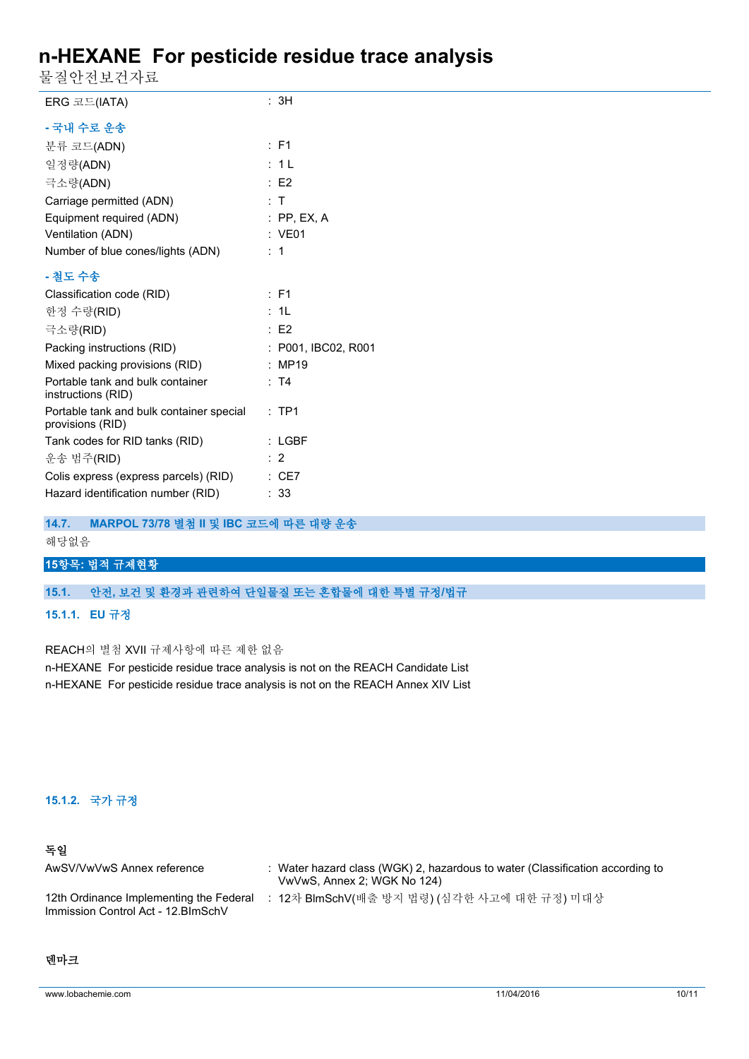| | |
|---|---|
| ERG 코드(IATA) | : 3H |

**- 국내 수로 운송**

| | |
|---|---|
| 분류 코드(ADN) | : F1 |
| 일정량(ADN) | : 1 L |
| 극소량(ADN) | : E2 |
| Carriage permitted (ADN) | : T |
| Equipment required (ADN) | : PP, EX, A |
| Ventilation (ADN) | : VE01 |
| Number of blue cones/lights (ADN) | : 1 |

**- 철도 수송**

| | |
|---|---|
| Classification code (RID) | : F1 |
| 한정 수량(RID) | : 1L |
| 극소량(RID) | : E2 |
| Packing instructions (RID) | : P001, IBC02, R001 |
| Mixed packing provisions (RID) | : MP19 |
| Portable tank and bulk container instructions (RID) | : T4 |
| Portable tank and bulk container special provisions (RID) | : TP1 |
| Tank codes for RID tanks (RID) | : LGBF |
| 운송 범주(RID) | : 2 |
| Colis express (express parcels) (RID) | : CE7 |
| Hazard identification number (RID) | : 33 |

### 14.7. MARPOL 73/78 별첨 II 및 IBC 코드에 따른 대량 운송

해당없음

## 15항목: 법적 규제현황

### 15.1. 안전, 보건 및 환경과 관련하여 단일물질 또는 혼합물에 대한 특별 규정/법규

#### 15.1.1. EU 규정

REACH의 별첨 XVII 규제사항에 따른 제한 없음

n-HEXANE For pesticide residue trace analysis is not on the REACH Candidate List

n-HEXANE For pesticide residue trace analysis is not on the REACH Annex XIV List

#### 15.1.2. 국가 규정

**독일**

| | |
|---|---|
| AwSV/VwVwS Annex reference | : Water hazard class (WGK) 2, hazardous to water (Classification according to VwVwS, Annex 2; WGK No 124) |
| 12th Ordinance Implementing the Federal Immission Control Act - 12.BImSchV | : 12차 BImSchV(배출 방지 법령) (심각한 사고에 대한 규정) 미대상 |

**덴마크**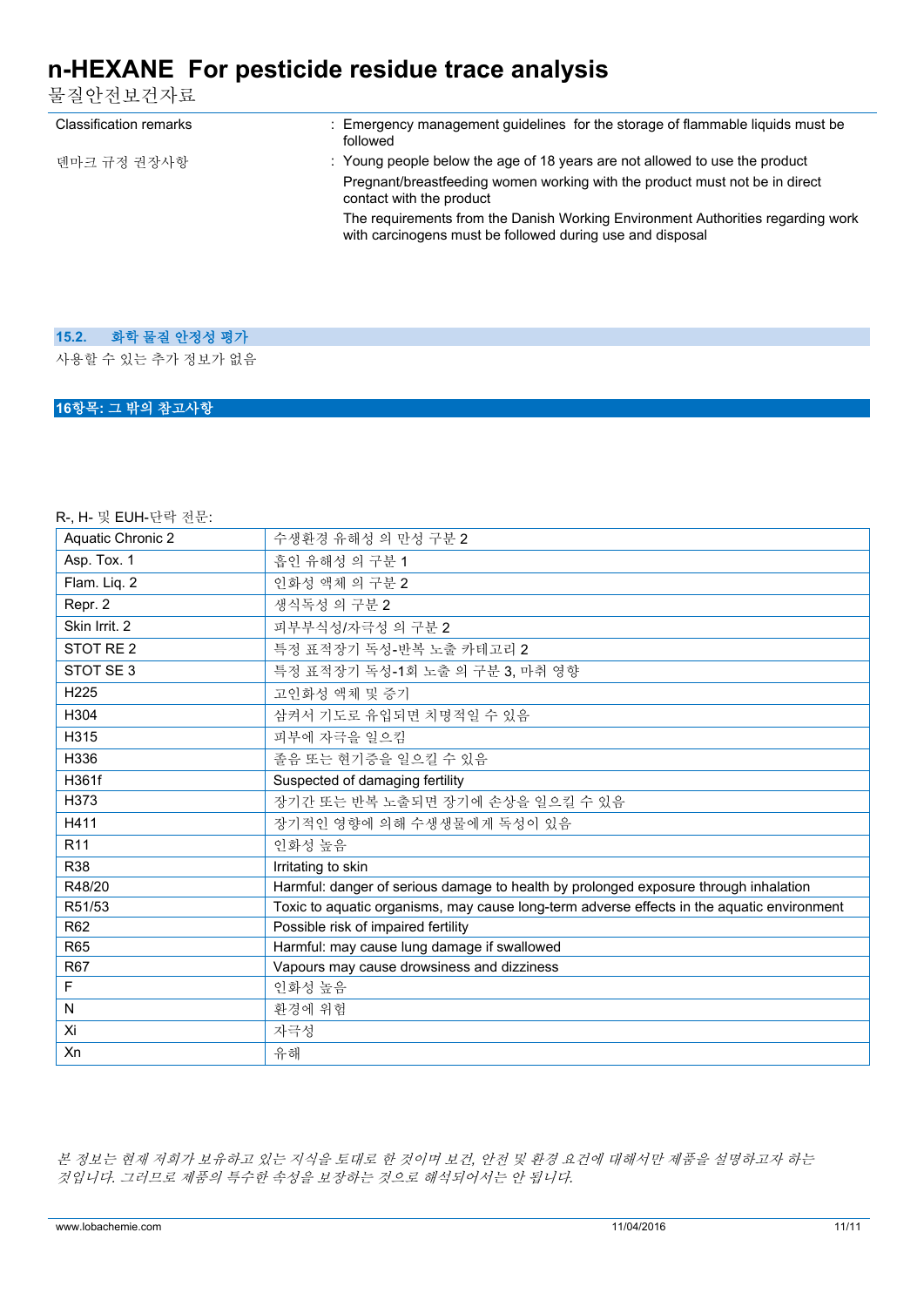| | | |
|---|---|---|
| Classification remarks | : | Emergency management guidelines for the storage of flammable liquids must be followed |
| 덴마크 규정 권장사항 | : | Young people below the age of 18 years are not allowed to use the product<br>Pregnant/breastfeeding women working with the product must not be in direct contact with the product<br>The requirements from the Danish Working Environment Authorities regarding work with carcinogens must be followed during use and disposal |

### 15.2. 화학 물질 안정성 평가

사용할 수 있는 추가 정보가 없음

## 16항목: 그 밖의 참고사항

R-, H- 및 EUH-단락 전문:

| | |
|---|---|
| Aquatic Chronic 2 | 수생환경 유해성 의 만성 구분 2 |
| Asp. Tox. 1 | 흡인 유해성 의 구분 1 |
| Flam. Liq. 2 | 인화성 액체 의 구분 2 |
| Repr. 2 | 생식독성 의 구분 2 |
| Skin Irrit. 2 | 피부부식성/자극성 의 구분 2 |
| STOT RE 2 | 특정 표적장기 독성-반복 노출 카테고리 2 |
| STOT SE 3 | 특정 표적장기 독성-1회 노출 의 구분 3, 마취 영향 |
| H225 | 고인화성 액체 및 증기 |
| H304 | 삼켜서 기도로 유입되면 치명적일 수 있음 |
| H315 | 피부에 자극을 일으킴 |
| H336 | 졸음 또는 현기증을 일으킬 수 있음 |
| H361f | Suspected of damaging fertility |
| H373 | 장기간 또는 반복 노출되면 장기에 손상을 일으킬 수 있음 |
| H411 | 장기적인 영향에 의해 수생생물에게 독성이 있음 |
| R11 | 인화성 높음 |
| R38 | Irritating to skin |
| R48/20 | Harmful: danger of serious damage to health by prolonged exposure through inhalation |
| R51/53 | Toxic to aquatic organisms, may cause long-term adverse effects in the aquatic environment |
| R62 | Possible risk of impaired fertility |
| R65 | Harmful: may cause lung damage if swallowed |
| R67 | Vapours may cause drowsiness and dizziness |
| F | 인화성 높음 |
| N | 환경에 위험 |
| Xi | 자극성 |
| Xn | 유해 |

*본 정보는 현재 저희가 보유하고 있는 지식을 토대로 한 것이며 보건, 안전 및 환경 요건에 대해서만 제품을 설명하고자 하는 것입니다. 그러므로 제품의 특수한 속성을 보장하는 것으로 해석되어서는 안 됩니다.*